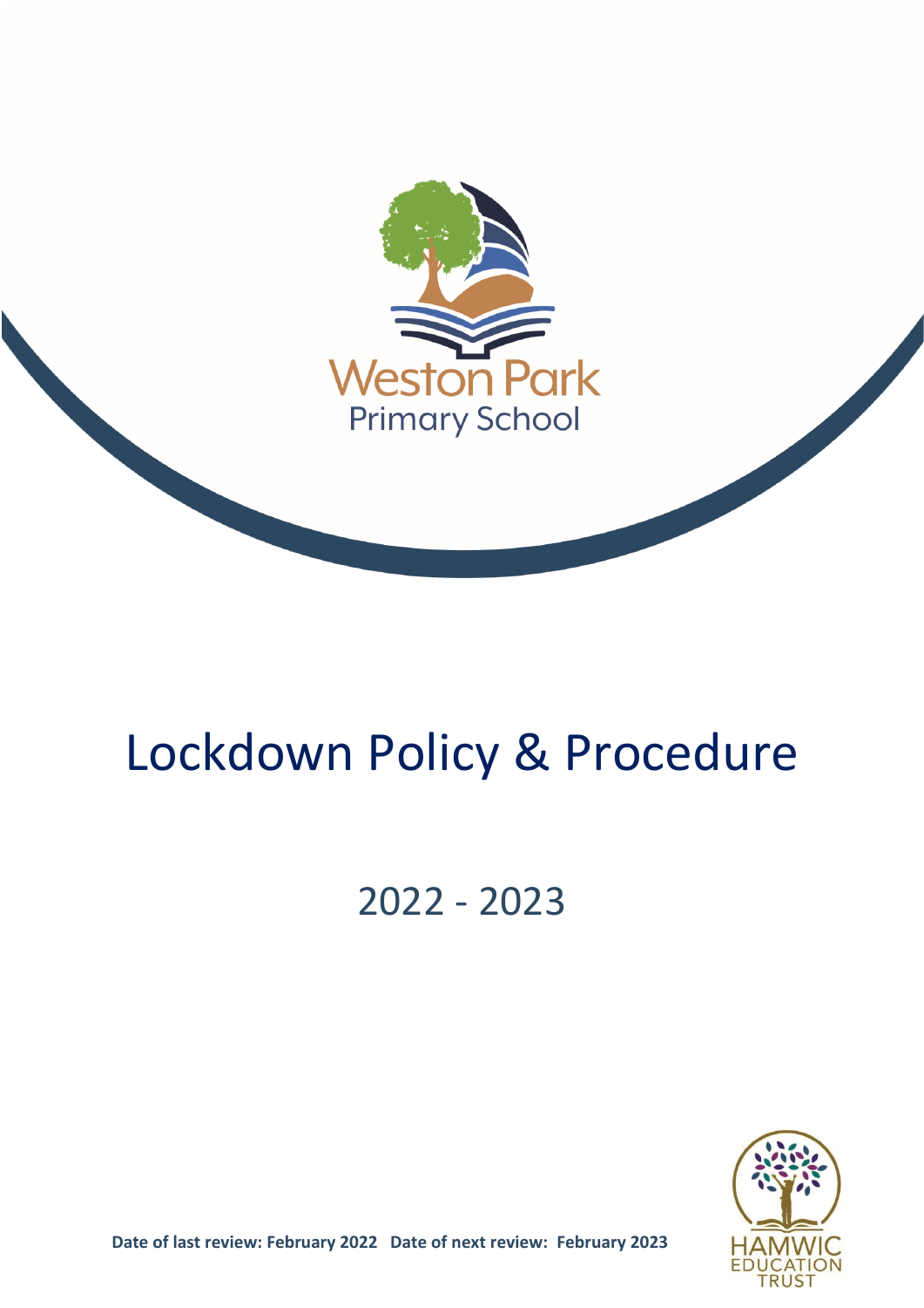Weston Park

Primary School

# Lockdown Policy & Procedure

## 2022 - 2023

**Date of last review: February 2022   Date of next review: February 2023**

HAMWIC EDUCATION TRUST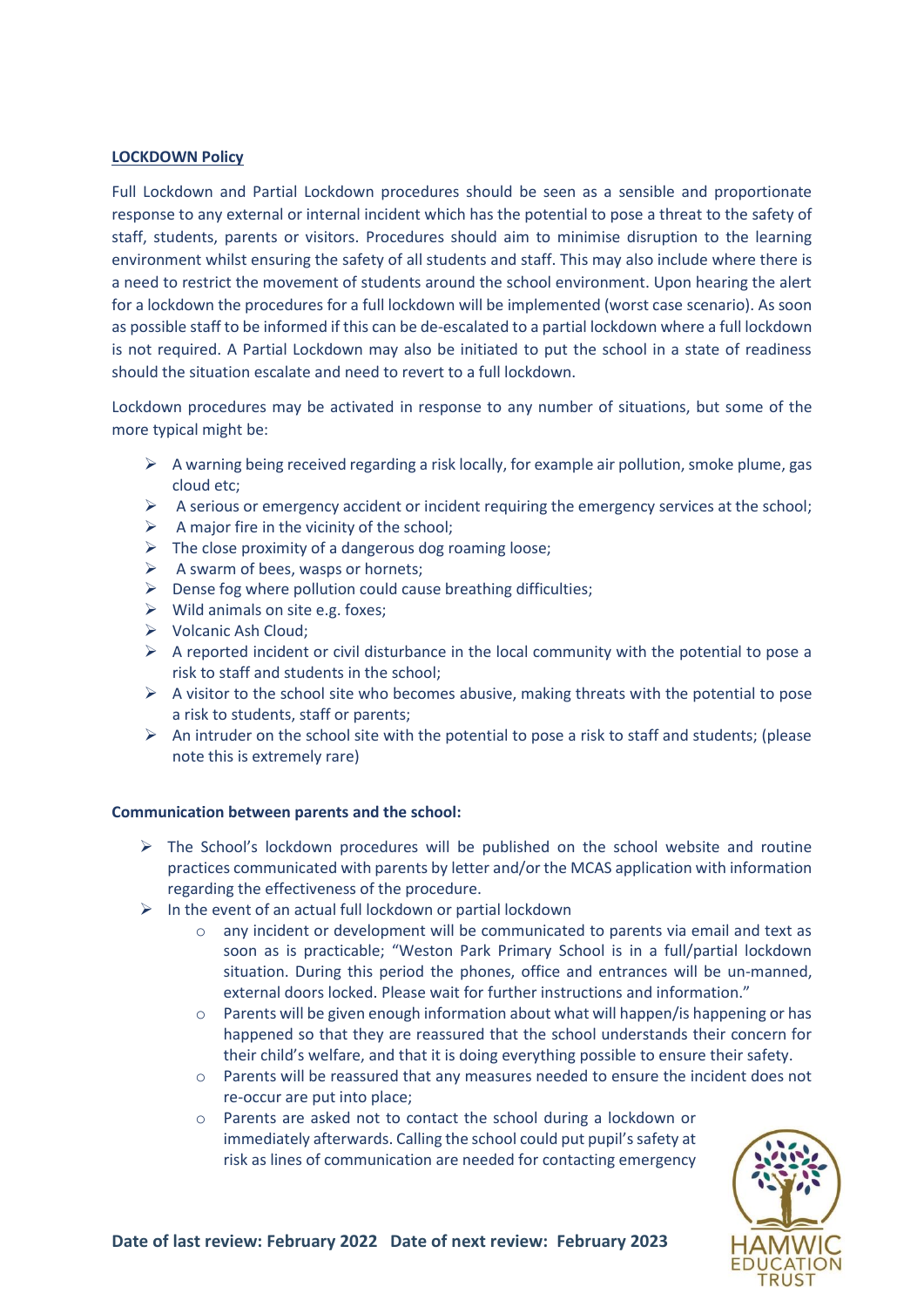**LOCKDOWN Policy**

Full Lockdown and Partial Lockdown procedures should be seen as a sensible and proportionate response to any external or internal incident which has the potential to pose a threat to the safety of staff, students, parents or visitors. Procedures should aim to minimise disruption to the learning environment whilst ensuring the safety of all students and staff. This may also include where there is a need to restrict the movement of students around the school environment. Upon hearing the alert for a lockdown the procedures for a full lockdown will be implemented (worst case scenario). As soon as possible staff to be informed if this can be de-escalated to a partial lockdown where a full lockdown is not required. A Partial Lockdown may also be initiated to put the school in a state of readiness should the situation escalate and need to revert to a full lockdown.

Lockdown procedures may be activated in response to any number of situations, but some of the more typical might be:

- A warning being received regarding a risk locally, for example air pollution, smoke plume, gas cloud etc;
- A serious or emergency accident or incident requiring the emergency services at the school;
- A major fire in the vicinity of the school;
- The close proximity of a dangerous dog roaming loose;
- A swarm of bees, wasps or hornets;
- Dense fog where pollution could cause breathing difficulties;
- Wild animals on site e.g. foxes;
- Volcanic Ash Cloud;
- A reported incident or civil disturbance in the local community with the potential to pose a risk to staff and students in the school;
- A visitor to the school site who becomes abusive, making threats with the potential to pose a risk to students, staff or parents;
- An intruder on the school site with the potential to pose a risk to staff and students; (please note this is extremely rare)

**Communication between parents and the school:**

- The School's lockdown procedures will be published on the school website and routine practices communicated with parents by letter and/or the MCAS application with information regarding the effectiveness of the procedure.
- In the event of an actual full lockdown or partial lockdown
  - any incident or development will be communicated to parents via email and text as soon as is practicable; "Weston Park Primary School is in a full/partial lockdown situation. During this period the phones, office and entrances will be un-manned, external doors locked. Please wait for further instructions and information."
  - Parents will be given enough information about what will happen/is happening or has happened so that they are reassured that the school understands their concern for their child's welfare, and that it is doing everything possible to ensure their safety.
  - Parents will be reassured that any measures needed to ensure the incident does not re-occur are put into place;
  - Parents are asked not to contact the school during a lockdown or immediately afterwards. Calling the school could put pupil's safety at risk as lines of communication are needed for contacting emergency

**Date of last review: February 2022 Date of next review: February 2023**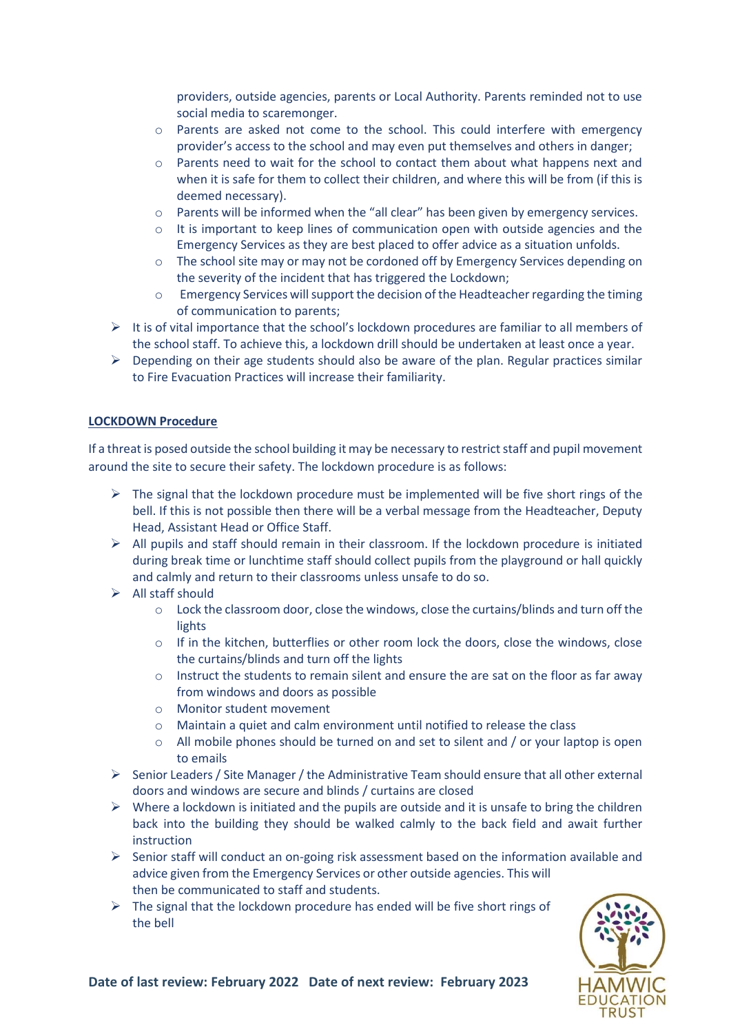providers, outside agencies, parents or Local Authority. Parents reminded not to use social media to scaremonger.
    - Parents are asked not come to the school. This could interfere with emergency provider's access to the school and may even put themselves and others in danger;
    - Parents need to wait for the school to contact them about what happens next and when it is safe for them to collect their children, and where this will be from (if this is deemed necessary).
    - Parents will be informed when the "all clear" has been given by emergency services.
    - It is important to keep lines of communication open with outside agencies and the Emergency Services as they are best placed to offer advice as a situation unfolds.
    - The school site may or may not be cordoned off by Emergency Services depending on the severity of the incident that has triggered the Lockdown;
    - Emergency Services will support the decision of the Headteacher regarding the timing of communication to parents;
- It is of vital importance that the school's lockdown procedures are familiar to all members of the school staff. To achieve this, a lockdown drill should be undertaken at least once a year.
- Depending on their age students should also be aware of the plan. Regular practices similar to Fire Evacuation Practices will increase their familiarity.

**LOCKDOWN Procedure**

If a threat is posed outside the school building it may be necessary to restrict staff and pupil movement around the site to secure their safety. The lockdown procedure is as follows:

- The signal that the lockdown procedure must be implemented will be five short rings of the bell. If this is not possible then there will be a verbal message from the Headteacher, Deputy Head, Assistant Head or Office Staff.
- All pupils and staff should remain in their classroom. If the lockdown procedure is initiated during break time or lunchtime staff should collect pupils from the playground or hall quickly and calmly and return to their classrooms unless unsafe to do so.
- All staff should
    - Lock the classroom door, close the windows, close the curtains/blinds and turn off the lights
    - If in the kitchen, butterflies or other room lock the doors, close the windows, close the curtains/blinds and turn off the lights
    - Instruct the students to remain silent and ensure the are sat on the floor as far away from windows and doors as possible
    - Monitor student movement
    - Maintain a quiet and calm environment until notified to release the class
    - All mobile phones should be turned on and set to silent and / or your laptop is open to emails
- Senior Leaders / Site Manager / the Administrative Team should ensure that all other external doors and windows are secure and blinds / curtains are closed
- Where a lockdown is initiated and the pupils are outside and it is unsafe to bring the children back into the building they should be walked calmly to the back field and await further instruction
- Senior staff will conduct an on-going risk assessment based on the information available and advice given from the Emergency Services or other outside agencies. This will then be communicated to staff and students.
- The signal that the lockdown procedure has ended will be five short rings of the bell

**Date of last review: February 2022   Date of next review: February 2023**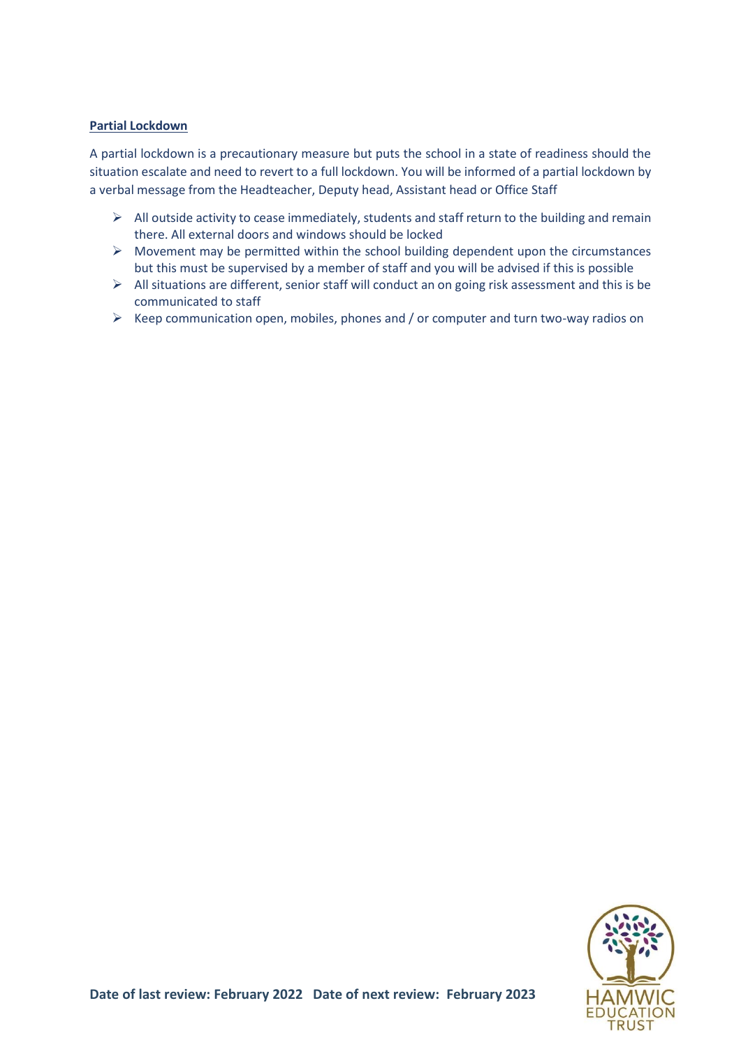**Partial Lockdown**

A partial lockdown is a precautionary measure but puts the school in a state of readiness should the situation escalate and need to revert to a full lockdown. You will be informed of a partial lockdown by a verbal message from the Headteacher, Deputy head, Assistant head or Office Staff

- All outside activity to cease immediately, students and staff return to the building and remain there. All external doors and windows should be locked
- Movement may be permitted within the school building dependent upon the circumstances but this must be supervised by a member of staff and you will be advised if this is possible
- All situations are different, senior staff will conduct an on going risk assessment and this is be communicated to staff
- Keep communication open, mobiles, phones and / or computer and turn two-way radios on

**Date of last review: February 2022 Date of next review: February 2023**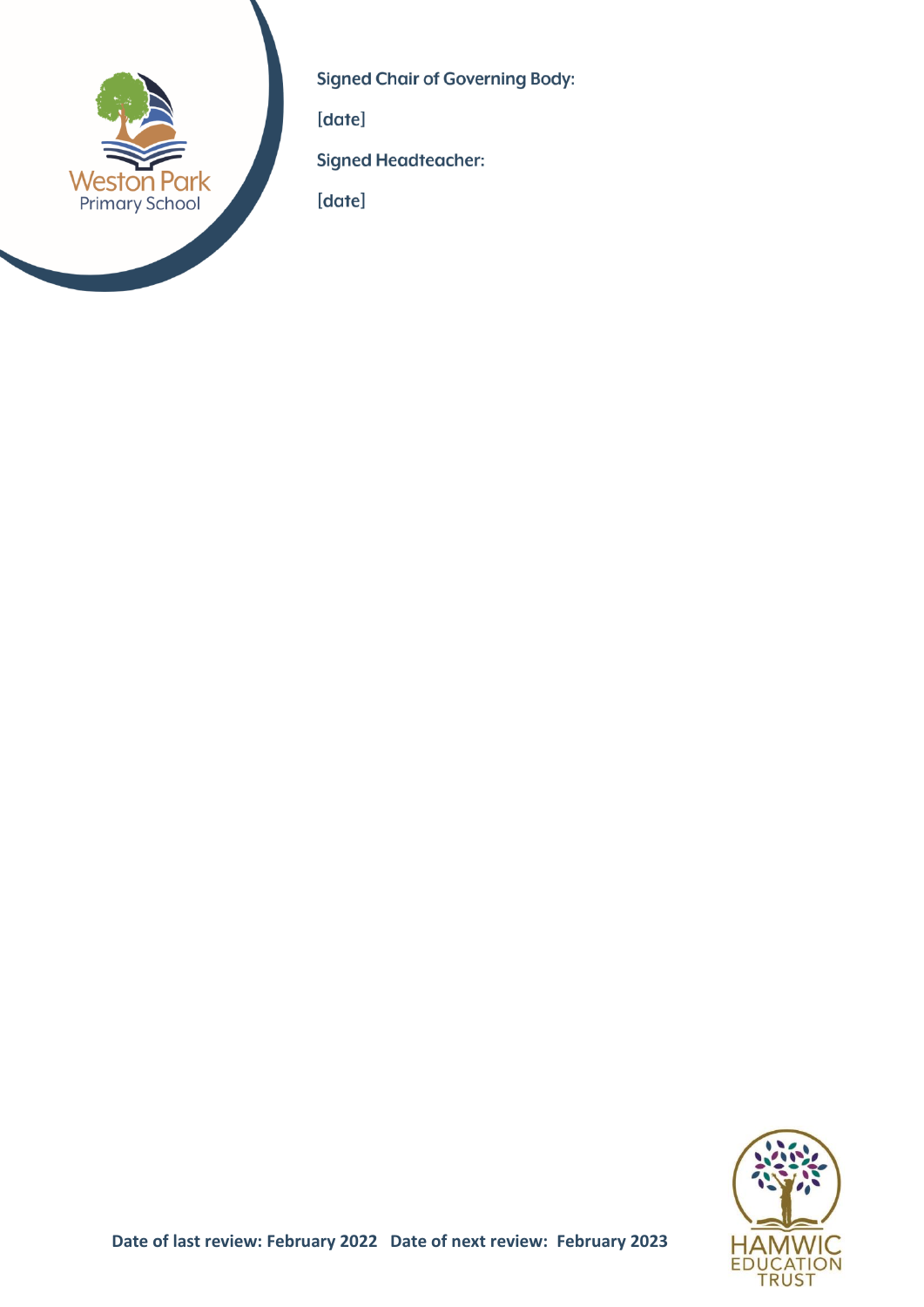Signed Chair of Governing Body:

[date]

Signed Headteacher:

[date]

**Date of last review: February 2022 Date of next review: February 2023**